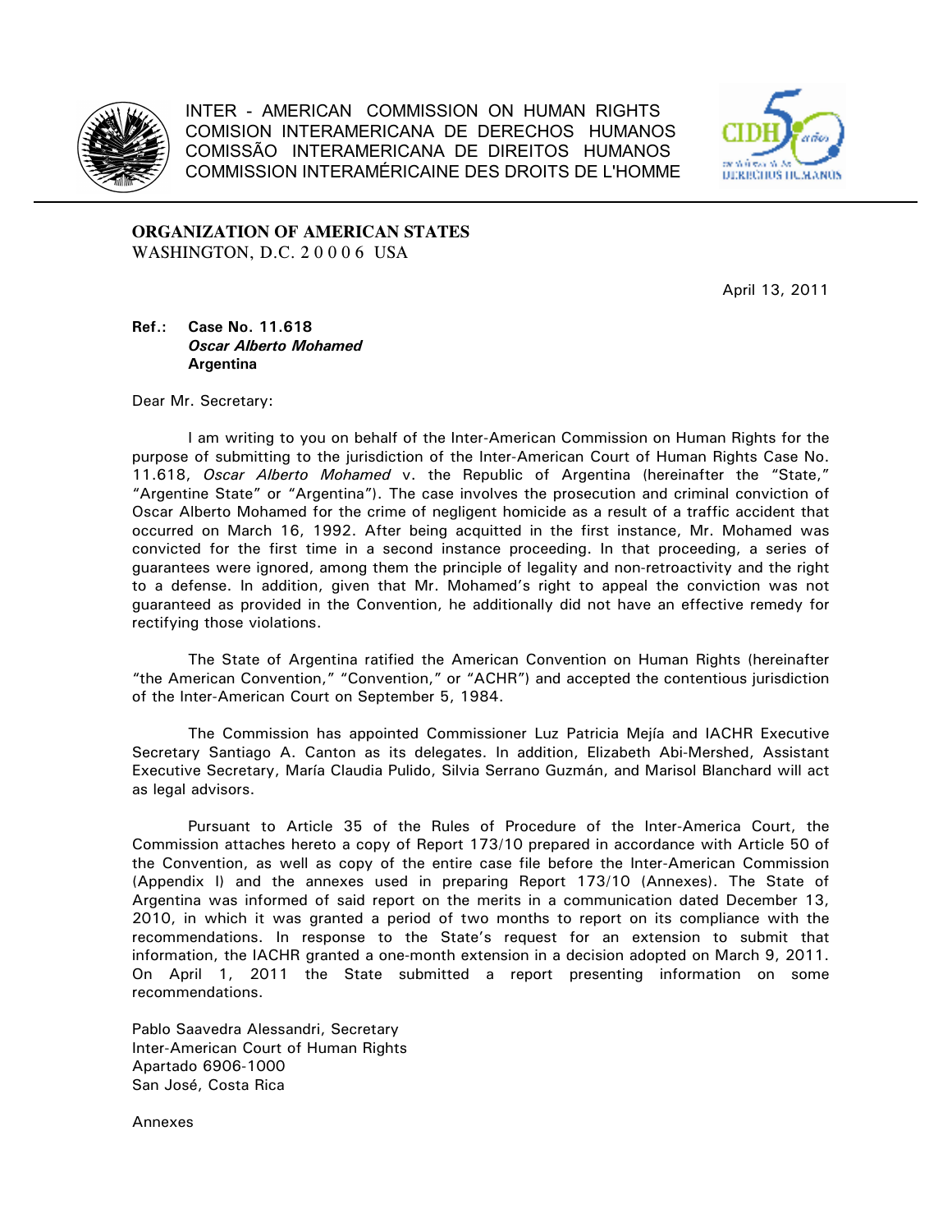INTER - AMERICAN COMMISSION ON HUMAN RIGHTS
COMISION INTERAMERICANA DE DERECHOS HUMANOS
COMISSÃO INTERAMERICANA DE DIREITOS HUMANOS
COMMISSION INTERAMÉRICAINE DES DROITS DE L'HOMME

**ORGANIZATION OF AMERICAN STATES**
WASHINGTON, D.C. 2 0 0 0 6 USA

April 13, 2011

**Ref.: Case No. 11.618**
***Oscar Alberto Mohamed***
**Argentina**

Dear Mr. Secretary:

I am writing to you on behalf of the Inter-American Commission on Human Rights for the purpose of submitting to the jurisdiction of the Inter-American Court of Human Rights Case No. 11.618, *Oscar Alberto Mohamed* v. the Republic of Argentina (hereinafter the "State," "Argentine State" or "Argentina"). The case involves the prosecution and criminal conviction of Oscar Alberto Mohamed for the crime of negligent homicide as a result of a traffic accident that occurred on March 16, 1992. After being acquitted in the first instance, Mr. Mohamed was convicted for the first time in a second instance proceeding. In that proceeding, a series of guarantees were ignored, among them the principle of legality and non-retroactivity and the right to a defense. In addition, given that Mr. Mohamed's right to appeal the conviction was not guaranteed as provided in the Convention, he additionally did not have an effective remedy for rectifying those violations.

The State of Argentina ratified the American Convention on Human Rights (hereinafter "the American Convention," "Convention," or "ACHR") and accepted the contentious jurisdiction of the Inter-American Court on September 5, 1984.

The Commission has appointed Commissioner Luz Patricia Mejía and IACHR Executive Secretary Santiago A. Canton as its delegates. In addition, Elizabeth Abi-Mershed, Assistant Executive Secretary, María Claudia Pulido, Silvia Serrano Guzmán, and Marisol Blanchard will act as legal advisors.

Pursuant to Article 35 of the Rules of Procedure of the Inter-America Court, the Commission attaches hereto a copy of Report 173/10 prepared in accordance with Article 50 of the Convention, as well as copy of the entire case file before the Inter-American Commission (Appendix I) and the annexes used in preparing Report 173/10 (Annexes). The State of Argentina was informed of said report on the merits in a communication dated December 13, 2010, in which it was granted a period of two months to report on its compliance with the recommendations. In response to the State's request for an extension to submit that information, the IACHR granted a one-month extension in a decision adopted on March 9, 2011. On April 1, 2011 the State submitted a report presenting information on some recommendations.

Pablo Saavedra Alessandri, Secretary
Inter-American Court of Human Rights
Apartado 6906-1000
San José, Costa Rica

Annexes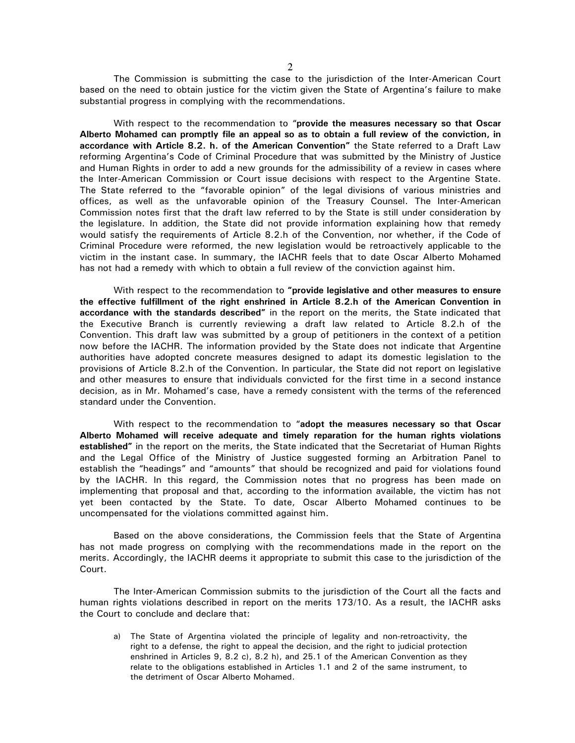The Commission is submitting the case to the jurisdiction of the Inter-American Court based on the need to obtain justice for the victim given the State of Argentina's failure to make substantial progress in complying with the recommendations.

With respect to the recommendation to "**provide the measures necessary so that Oscar Alberto Mohamed can promptly file an appeal so as to obtain a full review of the conviction, in accordance with Article 8.2. h. of the American Convention**" the State referred to a Draft Law reforming Argentina's Code of Criminal Procedure that was submitted by the Ministry of Justice and Human Rights in order to add a new grounds for the admissibility of a review in cases where the Inter-American Commission or Court issue decisions with respect to the Argentine State. The State referred to the "favorable opinion" of the legal divisions of various ministries and offices, as well as the unfavorable opinion of the Treasury Counsel. The Inter-American Commission notes first that the draft law referred to by the State is still under consideration by the legislature. In addition, the State did not provide information explaining how that remedy would satisfy the requirements of Article 8.2.h of the Convention, nor whether, if the Code of Criminal Procedure were reformed, the new legislation would be retroactively applicable to the victim in the instant case. In summary, the IACHR feels that to date Oscar Alberto Mohamed has not had a remedy with which to obtain a full review of the conviction against him.

With respect to the recommendation to **"provide legislative and other measures to ensure the effective fulfillment of the right enshrined in Article 8.2.h of the American Convention in accordance with the standards described"** in the report on the merits, the State indicated that the Executive Branch is currently reviewing a draft law related to Article 8.2.h of the Convention. This draft law was submitted by a group of petitioners in the context of a petition now before the IACHR. The information provided by the State does not indicate that Argentine authorities have adopted concrete measures designed to adapt its domestic legislation to the provisions of Article 8.2.h of the Convention. In particular, the State did not report on legislative and other measures to ensure that individuals convicted for the first time in a second instance decision, as in Mr. Mohamed's case, have a remedy consistent with the terms of the referenced standard under the Convention.

With respect to the recommendation to "**adopt the measures necessary so that Oscar Alberto Mohamed will receive adequate and timely reparation for the human rights violations established"** in the report on the merits, the State indicated that the Secretariat of Human Rights and the Legal Office of the Ministry of Justice suggested forming an Arbitration Panel to establish the "headings" and "amounts" that should be recognized and paid for violations found by the IACHR. In this regard, the Commission notes that no progress has been made on implementing that proposal and that, according to the information available, the victim has not yet been contacted by the State. To date, Oscar Alberto Mohamed continues to be uncompensated for the violations committed against him.

Based on the above considerations, the Commission feels that the State of Argentina has not made progress on complying with the recommendations made in the report on the merits. Accordingly, the IACHR deems it appropriate to submit this case to the jurisdiction of the Court.

The Inter-American Commission submits to the jurisdiction of the Court all the facts and human rights violations described in report on the merits 173/10. As a result, the IACHR asks the Court to conclude and declare that:

a) The State of Argentina violated the principle of legality and non-retroactivity, the right to a defense, the right to appeal the decision, and the right to judicial protection enshrined in Articles 9, 8.2 c), 8.2 h), and 25.1 of the American Convention as they relate to the obligations established in Articles 1.1 and 2 of the same instrument, to the detriment of Oscar Alberto Mohamed.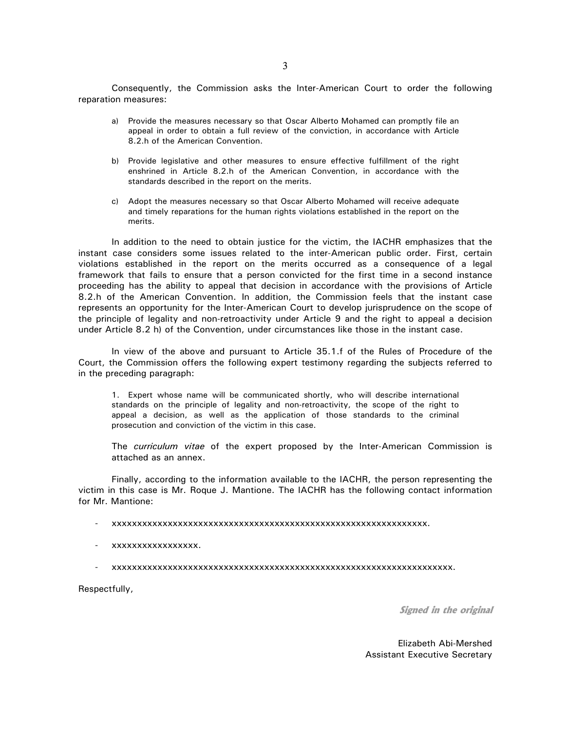Consequently, the Commission asks the Inter-American Court to order the following reparation measures:

a) Provide the measures necessary so that Oscar Alberto Mohamed can promptly file an appeal in order to obtain a full review of the conviction, in accordance with Article 8.2.h of the American Convention.

b) Provide legislative and other measures to ensure effective fulfillment of the right enshrined in Article 8.2.h of the American Convention, in accordance with the standards described in the report on the merits.

c) Adopt the measures necessary so that Oscar Alberto Mohamed will receive adequate and timely reparations for the human rights violations established in the report on the merits.

In addition to the need to obtain justice for the victim, the IACHR emphasizes that the instant case considers some issues related to the inter-American public order. First, certain violations established in the report on the merits occurred as a consequence of a legal framework that fails to ensure that a person convicted for the first time in a second instance proceeding has the ability to appeal that decision in accordance with the provisions of Article 8.2.h of the American Convention. In addition, the Commission feels that the instant case represents an opportunity for the Inter-American Court to develop jurisprudence on the scope of the principle of legality and non-retroactivity under Article 9 and the right to appeal a decision under Article 8.2 h) of the Convention, under circumstances like those in the instant case.

In view of the above and pursuant to Article 35.1.f of the Rules of Procedure of the Court, the Commission offers the following expert testimony regarding the subjects referred to in the preceding paragraph:

1. Expert whose name will be communicated shortly, who will describe international standards on the principle of legality and non-retroactivity, the scope of the right to appeal a decision, as well as the application of those standards to the criminal prosecution and conviction of the victim in this case.

The *curriculum vitae* of the expert proposed by the Inter-American Commission is attached as an annex.

Finally, according to the information available to the IACHR, the person representing the victim in this case is Mr. Roque J. Mantione. The IACHR has the following contact information for Mr. Mantione:

- xxxxxxxxxxxxxxxxxxxxxxxxxxxxxxxxxxxxxxxxxxxxxxxxxxxxxxxxxxxxxx.
- xxxxxxxxxxxxxxxxx.
- xxxxxxxxxxxxxxxxxxxxxxxxxxxxxxxxxxxxxxxxxxxxxxxxxxxxxxxxxxxxxxxxxxx.

Respectfully,

***Signed in the original***

Elizabeth Abi-Mershed
Assistant Executive Secretary